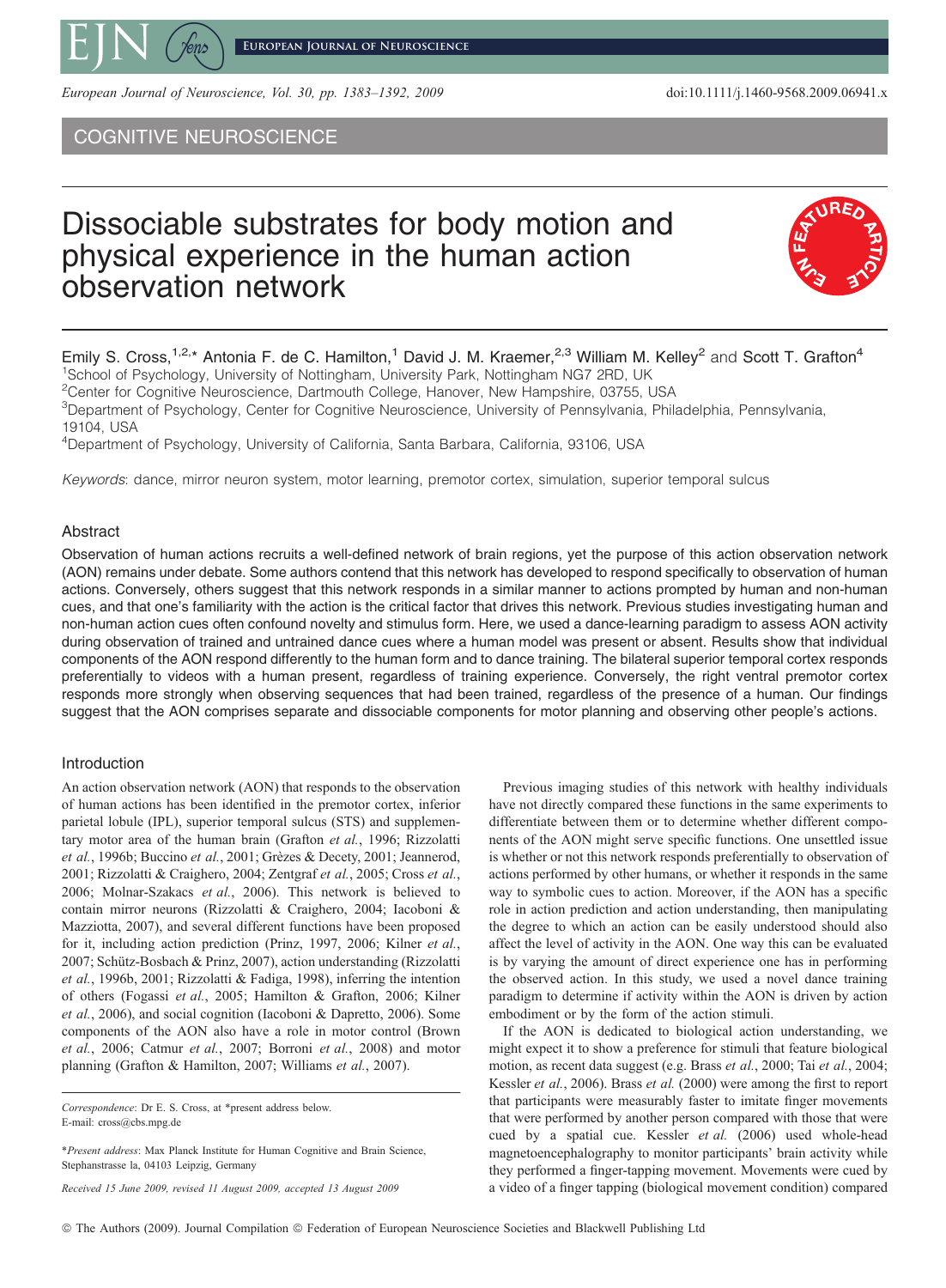COGNITIVE NEUROSCIENCE

# Dissociable substrates for body motion and physical experience in the human action observation network

Emily S. Cross,[1,2,*] Antonia F. de C. Hamilton,[1] David J. M. Kraemer,[2,3] William M. Kelley[2] and Scott T. Grafton[4]

[1]School of Psychology, University of Nottingham, University Park, Nottingham NG7 2RD, UK
[2]Center for Cognitive Neuroscience, Dartmouth College, Hanover, New Hampshire, 03755, USA
[3]Department of Psychology, Center for Cognitive Neuroscience, University of Pennsylvania, Philadelphia, Pennsylvania, 19104, USA
[4]Department of Psychology, University of California, Santa Barbara, California, 93106, USA

*Keywords*: dance, mirror neuron system, motor learning, premotor cortex, simulation, superior temporal sulcus

## Abstract

Observation of human actions recruits a well-defined network of brain regions, yet the purpose of this action observation network (AON) remains under debate. Some authors contend that this network has developed to respond specifically to observation of human actions. Conversely, others suggest that this network responds in a similar manner to actions prompted by human and non-human cues, and that one's familiarity with the action is the critical factor that drives this network. Previous studies investigating human and non-human action cues often confound novelty and stimulus form. Here, we used a dance-learning paradigm to assess AON activity during observation of trained and untrained dance cues where a human model was present or absent. Results show that individual components of the AON respond differently to the human form and to dance training. The bilateral superior temporal cortex responds preferentially to videos with a human present, regardless of training experience. Conversely, the right ventral premotor cortex responds more strongly when observing sequences that had been trained, regardless of the presence of a human. Our findings suggest that the AON comprises separate and dissociable components for motor planning and observing other people's actions.

## Introduction

An action observation network (AON) that responds to the observation of human actions has been identified in the premotor cortex, inferior parietal lobule (IPL), superior temporal sulcus (STS) and supplementary motor area of the human brain (Grafton *et al.*, 1996; Rizzolatti *et al.*, 1996b; Buccino *et al.*, 2001; Grèzes & Decety, 2001; Jeannerod, 2001; Rizzolatti & Craighero, 2004; Zentgraf *et al.*, 2005; Cross *et al.*, 2006; Molnar-Szakacs *et al.*, 2006). This network is believed to contain mirror neurons (Rizzolatti & Craighero, 2004; Iacoboni & Mazziotta, 2007), and several different functions have been proposed for it, including action prediction (Prinz, 1997, 2006; Kilner *et al.*, 2007; Schütz-Bosbach & Prinz, 2007), action understanding (Rizzolatti *et al.*, 1996b, 2001; Rizzolatti & Fadiga, 1998), inferring the intention of others (Fogassi *et al.*, 2005; Hamilton & Grafton, 2006; Kilner *et al.*, 2006), and social cognition (Iacoboni & Dapretto, 2006). Some components of the AON also have a role in motor control (Brown *et al.*, 2006; Catmur *et al.*, 2007; Borroni *et al.*, 2008) and motor planning (Grafton & Hamilton, 2007; Williams *et al.*, 2007).

Previous imaging studies of this network with healthy individuals have not directly compared these functions in the same experiments to differentiate between them or to determine whether different components of the AON might serve specific functions. One unsettled issue is whether or not this network responds preferentially to observation of actions performed by other humans, or whether it responds in the same way to symbolic cues to action. Moreover, if the AON has a specific role in action prediction and action understanding, then manipulating the degree to which an action can be easily understood should also affect the level of activity in the AON. One way this can be evaluated is by varying the amount of direct experience one has in performing the observed action. In this study, we used a novel dance training paradigm to determine if activity within the AON is driven by action embodiment or by the form of the action stimuli.

If the AON is dedicated to biological action understanding, we might expect it to show a preference for stimuli that feature biological motion, as recent data suggest (e.g. Brass *et al.*, 2000; Tai *et al.*, 2004; Kessler *et al.*, 2006). Brass *et al.* (2000) were among the first to report that participants were measurably faster to imitate finger movements that were performed by another person compared with those that were cued by a spatial cue. Kessler *et al.* (2006) used whole-head magnetoencephalography to monitor participants' brain activity while they performed a finger-tapping movement. Movements were cued by a video of a finger tapping (biological movement condition) compared

*Correspondence*: Dr E. S. Cross, at *present address below.
E-mail: cross@cbs.mpg.de

\**Present address*: Max Planck Institute for Human Cognitive and Brain Science, Stephanstrasse la, 04103 Leipzig, Germany

*Received 15 June 2009, revised 11 August 2009, accepted 13 August 2009*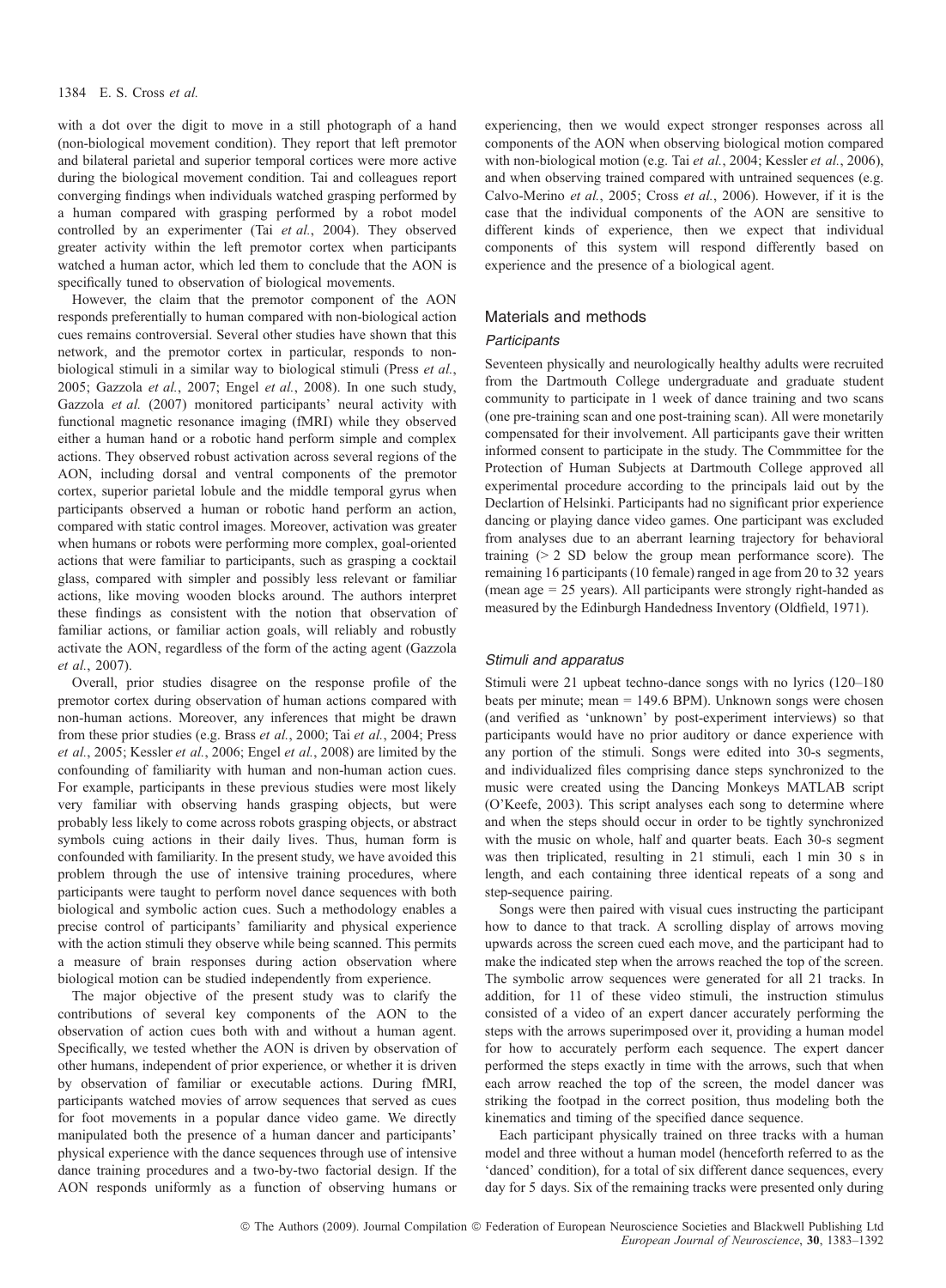with a dot over the digit to move in a still photograph of a hand (non-biological movement condition). They report that left premotor and bilateral parietal and superior temporal cortices were more active during the biological movement condition. Tai and colleagues report converging findings when individuals watched grasping performed by a human compared with grasping performed by a robot model controlled by an experimenter (Tai *et al.*, 2004). They observed greater activity within the left premotor cortex when participants watched a human actor, which led them to conclude that the AON is specifically tuned to observation of biological movements.

However, the claim that the premotor component of the AON responds preferentially to human compared with non-biological action cues remains controversial. Several other studies have shown that this network, and the premotor cortex in particular, responds to non-biological stimuli in a similar way to biological stimuli (Press *et al.*, 2005; Gazzola *et al.*, 2007; Engel *et al.*, 2008). In one such study, Gazzola *et al.* (2007) monitored participants' neural activity with functional magnetic resonance imaging (fMRI) while they observed either a human hand or a robotic hand perform simple and complex actions. They observed robust activation across several regions of the AON, including dorsal and ventral components of the premotor cortex, superior parietal lobule and the middle temporal gyrus when participants observed a human or robotic hand perform an action, compared with static control images. Moreover, activation was greater when humans or robots were performing more complex, goal-oriented actions that were familiar to participants, such as grasping a cocktail glass, compared with simpler and possibly less relevant or familiar actions, like moving wooden blocks around. The authors interpret these findings as consistent with the notion that observation of familiar actions, or familiar action goals, will reliably and robustly activate the AON, regardless of the form of the acting agent (Gazzola *et al.*, 2007).

Overall, prior studies disagree on the response profile of the premotor cortex during observation of human actions compared with non-human actions. Moreover, any inferences that might be drawn from these prior studies (e.g. Brass *et al.*, 2000; Tai *et al.*, 2004; Press *et al.*, 2005; Kessler *et al.*, 2006; Engel *et al.*, 2008) are limited by the confounding of familiarity with human and non-human action cues. For example, participants in these previous studies were most likely very familiar with observing hands grasping objects, but were probably less likely to come across robots grasping objects, or abstract symbols cuing actions in their daily lives. Thus, human form is confounded with familiarity. In the present study, we have avoided this problem through the use of intensive training procedures, where participants were taught to perform novel dance sequences with both biological and symbolic action cues. Such a methodology enables a precise control of participants' familiarity and physical experience with the action stimuli they observe while being scanned. This permits a measure of brain responses during action observation where biological motion can be studied independently from experience.

The major objective of the present study was to clarify the contributions of several key components of the AON to the observation of action cues both with and without a human agent. Specifically, we tested whether the AON is driven by observation of other humans, independent of prior experience, or whether it is driven by observation of familiar or executable actions. During fMRI, participants watched movies of arrow sequences that served as cues for foot movements in a popular dance video game. We directly manipulated both the presence of a human dancer and participants' physical experience with the dance sequences through use of intensive dance training procedures and a two-by-two factorial design. If the AON responds uniformly as a function of observing humans or experiencing, then we would expect stronger responses across all components of the AON when observing biological motion compared with non-biological motion (e.g. Tai *et al.*, 2004; Kessler *et al.*, 2006), and when observing trained compared with untrained sequences (e.g. Calvo-Merino *et al.*, 2005; Cross *et al.*, 2006). However, if it is the case that the individual components of the AON are sensitive to different kinds of experience, then we expect that individual components of this system will respond differently based on experience and the presence of a biological agent.

## Materials and methods

### *Participants*

Seventeen physically and neurologically healthy adults were recruited from the Dartmouth College undergraduate and graduate student community to participate in 1 week of dance training and two scans (one pre-training scan and one post-training scan). All were monetarily compensated for their involvement. All participants gave their written informed consent to participate in the study. The Commmittee for the Protection of Human Subjects at Dartmouth College approved all experimental procedure according to the principals laid out by the Declartion of Helsinki. Participants had no significant prior experience dancing or playing dance video games. One participant was excluded from analyses due to an aberrant learning trajectory for behavioral training (> 2 SD below the group mean performance score). The remaining 16 participants (10 female) ranged in age from 20 to 32 years (mean age = 25 years). All participants were strongly right-handed as measured by the Edinburgh Handedness Inventory (Oldfield, 1971).

### *Stimuli and apparatus*

Stimuli were 21 upbeat techno-dance songs with no lyrics (120–180 beats per minute; mean = 149.6 BPM). Unknown songs were chosen (and verified as 'unknown' by post-experiment interviews) so that participants would have no prior auditory or dance experience with any portion of the stimuli. Songs were edited into 30-s segments, and individualized files comprising dance steps synchronized to the music were created using the Dancing Monkeys MATLAB script (O'Keefe, 2003). This script analyses each song to determine where and when the steps should occur in order to be tightly synchronized with the music on whole, half and quarter beats. Each 30-s segment was then triplicated, resulting in 21 stimuli, each 1 min 30 s in length, and each containing three identical repeats of a song and step-sequence pairing.

Songs were then paired with visual cues instructing the participant how to dance to that track. A scrolling display of arrows moving upwards across the screen cued each move, and the participant had to make the indicated step when the arrows reached the top of the screen. The symbolic arrow sequences were generated for all 21 tracks. In addition, for 11 of these video stimuli, the instruction stimulus consisted of a video of an expert dancer accurately performing the steps with the arrows superimposed over it, providing a human model for how to accurately perform each sequence. The expert dancer performed the steps exactly in time with the arrows, such that when each arrow reached the top of the screen, the model dancer was striking the footpad in the correct position, thus modeling both the kinematics and timing of the specified dance sequence.

Each participant physically trained on three tracks with a human model and three without a human model (henceforth referred to as the 'danced' condition), for a total of six different dance sequences, every day for 5 days. Six of the remaining tracks were presented only during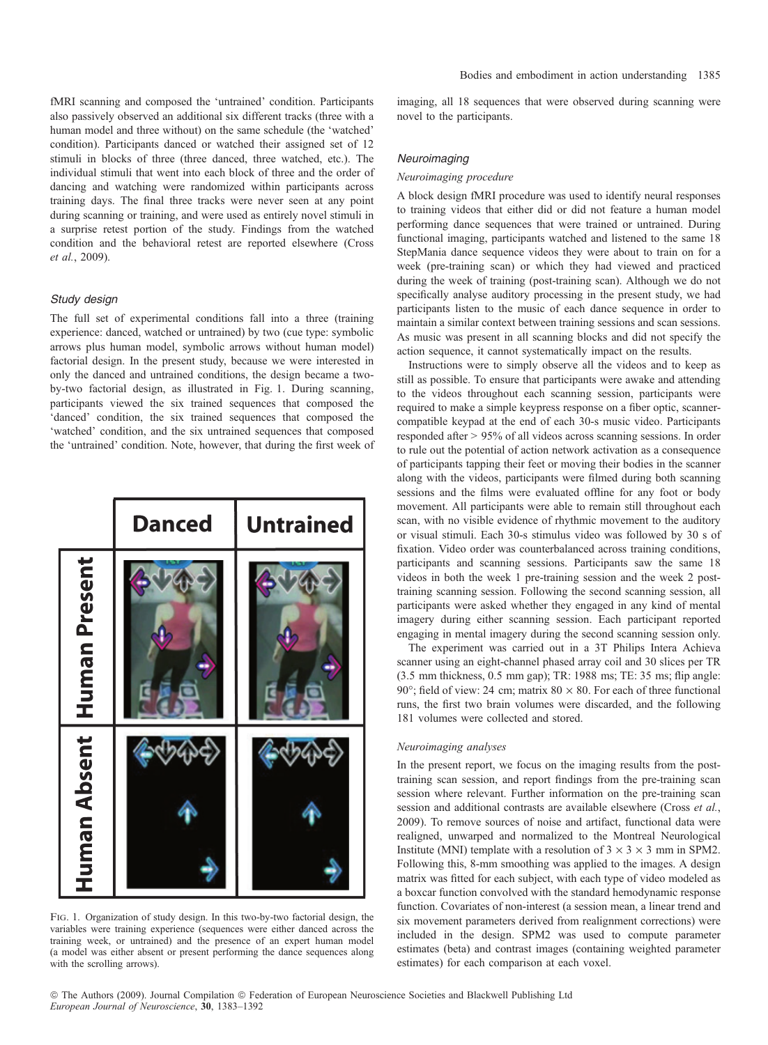fMRI scanning and composed the 'untrained' condition. Participants also passively observed an additional six different tracks (three with a human model and three without) on the same schedule (the 'watched' condition). Participants danced or watched their assigned set of 12 stimuli in blocks of three (three danced, three watched, etc.). The individual stimuli that went into each block of three and the order of dancing and watching were randomized within participants across training days. The final three tracks were never seen at any point during scanning or training, and were used as entirely novel stimuli in a surprise retest portion of the study. Findings from the watched condition and the behavioral retest are reported elsewhere (Cross *et al.*, 2009).

### Study design

The full set of experimental conditions fall into a three (training experience: danced, watched or untrained) by two (cue type: symbolic arrows plus human model, symbolic arrows without human model) factorial design. In the present study, because we were interested in only the danced and untrained conditions, the design became a two-by-two factorial design, as illustrated in Fig. 1. During scanning, participants viewed the six trained sequences that composed the 'danced' condition, the six trained sequences that composed the 'watched' condition, and the six untrained sequences that composed the 'untrained' condition. Note, however, that during the first week of imaging, all 18 sequences that were observed during scanning were novel to the participants.

FIG. 1. Organization of study design. In this two-by-two factorial design, the variables were training experience (sequences were either danced across the training week, or untrained) and the presence of an expert human model (a model was either absent or present performing the dance sequences along with the scrolling arrows).

### Neuroimaging

#### *Neuroimaging procedure*

A block design fMRI procedure was used to identify neural responses to training videos that either did or did not feature a human model performing dance sequences that were trained or untrained. During functional imaging, participants watched and listened to the same 18 StepMania dance sequence videos they were about to train on for a week (pre-training scan) or which they had viewed and practiced during the week of training (post-training scan). Although we do not specifically analyse auditory processing in the present study, we had participants listen to the music of each dance sequence in order to maintain a similar context between training sessions and scan sessions. As music was present in all scanning blocks and did not specify the action sequence, it cannot systematically impact on the results.

Instructions were to simply observe all the videos and to keep as still as possible. To ensure that participants were awake and attending to the videos throughout each scanning session, participants were required to make a simple keypress response on a fiber optic, scanner-compatible keypad at the end of each 30-s music video. Participants responded after > 95% of all videos across scanning sessions. In order to rule out the potential of action network activation as a consequence of participants tapping their feet or moving their bodies in the scanner along with the videos, participants were filmed during both scanning sessions and the films were evaluated offline for any foot or body movement. All participants were able to remain still throughout each scan, with no visible evidence of rhythmic movement to the auditory or visual stimuli. Each 30-s stimulus video was followed by 30 s of fixation. Video order was counterbalanced across training conditions, participants and scanning sessions. Participants saw the same 18 videos in both the week 1 pre-training session and the week 2 post-training scanning session. Following the second scanning session, all participants were asked whether they engaged in any kind of mental imagery during either scanning session. Each participant reported engaging in mental imagery during the second scanning session only.

The experiment was carried out in a 3T Philips Intera Achieva scanner using an eight-channel phased array coil and 30 slices per TR (3.5 mm thickness, 0.5 mm gap); TR: 1988 ms; TE: 35 ms; flip angle: 90°; field of view: 24 cm; matrix 80 × 80. For each of three functional runs, the first two brain volumes were discarded, and the following 181 volumes were collected and stored.

#### *Neuroimaging analyses*

In the present report, we focus on the imaging results from the post-training scan session, and report findings from the pre-training scan session where relevant. Further information on the pre-training scan session and additional contrasts are available elsewhere (Cross *et al.*, 2009). To remove sources of noise and artifact, functional data were realigned, unwarped and normalized to the Montreal Neurological Institute (MNI) template with a resolution of 3 × 3 × 3 mm in SPM2. Following this, 8-mm smoothing was applied to the images. A design matrix was fitted for each subject, with each type of video modeled as a boxcar function convolved with the standard hemodynamic response function. Covariates of non-interest (a session mean, a linear trend and six movement parameters derived from realignment corrections) were included in the design. SPM2 was used to compute parameter estimates (beta) and contrast images (containing weighted parameter estimates) for each comparison at each voxel.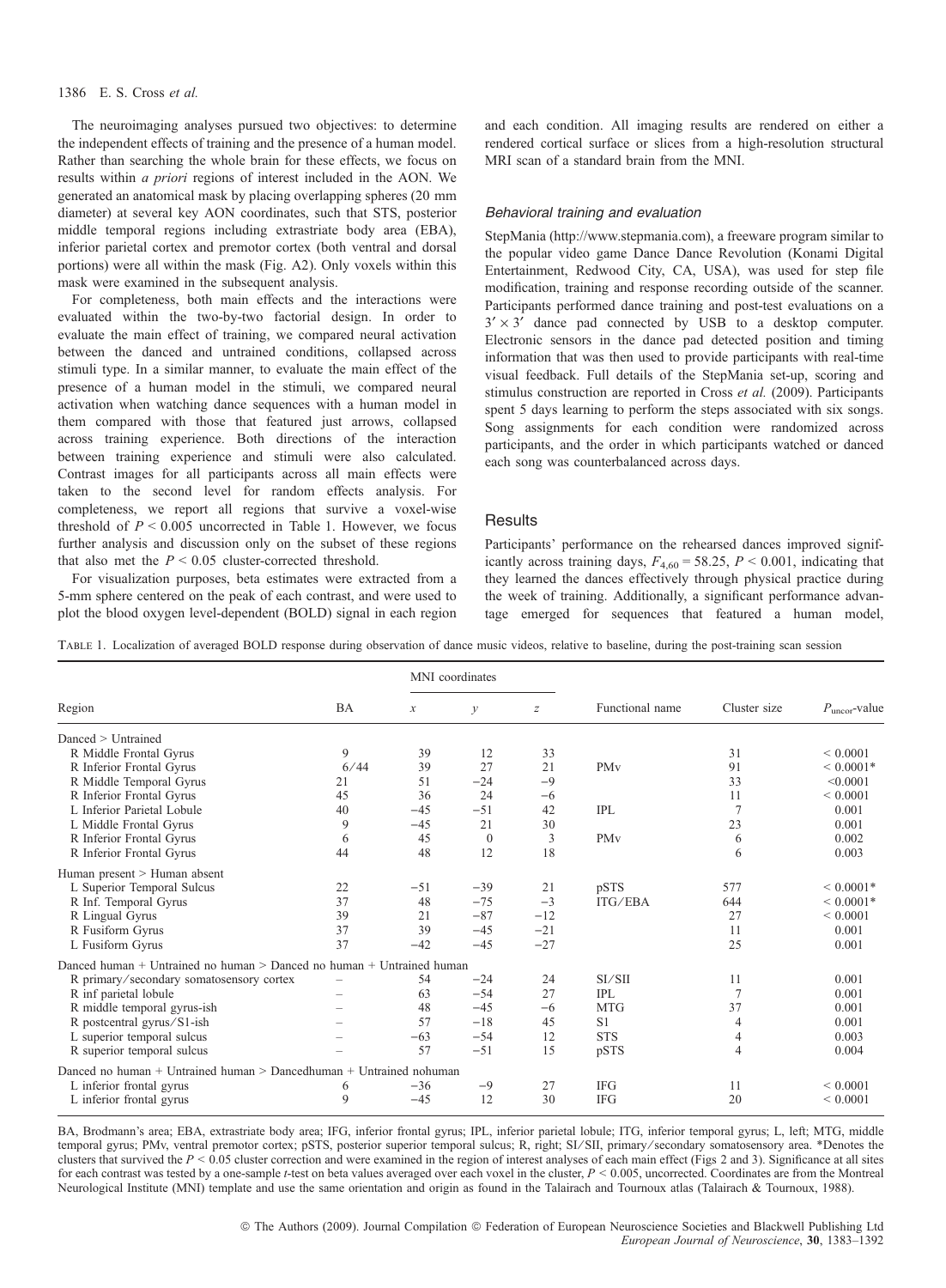The neuroimaging analyses pursued two objectives: to determine the independent effects of training and the presence of a human model. Rather than searching the whole brain for these effects, we focus on results within *a priori* regions of interest included in the AON. We generated an anatomical mask by placing overlapping spheres (20 mm diameter) at several key AON coordinates, such that STS, posterior middle temporal regions including extrastriate body area (EBA), inferior parietal cortex and premotor cortex (both ventral and dorsal portions) were all within the mask (Fig. A2). Only voxels within this mask were examined in the subsequent analysis.

For completeness, both main effects and the interactions were evaluated within the two-by-two factorial design. In order to evaluate the main effect of training, we compared neural activation between the danced and untrained conditions, collapsed across stimuli type. In a similar manner, to evaluate the main effect of the presence of a human model in the stimuli, we compared neural activation when watching dance sequences with a human model in them compared with those that featured just arrows, collapsed across training experience. Both directions of the interaction between training experience and stimuli were also calculated. Contrast images for all participants across all main effects were taken to the second level for random effects analysis. For completeness, we report all regions that survive a voxel-wise threshold of $P < 0.005$ uncorrected in Table 1. However, we focus further analysis and discussion only on the subset of these regions that also met the $P < 0.05$ cluster-corrected threshold.

For visualization purposes, beta estimates were extracted from a 5-mm sphere centered on the peak of each contrast, and were used to plot the blood oxygen level-dependent (BOLD) signal in each region and each condition. All imaging results are rendered on either a rendered cortical surface or slices from a high-resolution structural MRI scan of a standard brain from the MNI.

### Behavioral training and evaluation

StepMania (http://www.stepmania.com), a freeware program similar to the popular video game Dance Dance Revolution (Konami Digital Entertainment, Redwood City, CA, USA), was used for step file modification, training and response recording outside of the scanner. Participants performed dance training and post-test evaluations on a $3' \times 3'$ dance pad connected by USB to a desktop computer. Electronic sensors in the dance pad detected position and timing information that was then used to provide participants with real-time visual feedback. Full details of the StepMania set-up, scoring and stimulus construction are reported in Cross *et al.* (2009). Participants spent 5 days learning to perform the steps associated with six songs. Song assignments for each condition were randomized across participants, and the order in which participants watched or danced each song was counterbalanced across days.

## Results

Participants' performance on the rehearsed dances improved significantly across training days, $F_{4,60} = 58.25$, $P < 0.001$, indicating that they learned the dances effectively through physical practice during the week of training. Additionally, a significant performance advantage emerged for sequences that featured a human model,

TABLE 1. Localization of averaged BOLD response during observation of dance music videos, relative to baseline, during the post-training scan session

| Region | BA | MNI coordinates | | | Functional name | Cluster size | $P_{\text{uncor}}$-value |
|---|---|---|---|---|---|---|---|
| | | $x$ | $y$ | $z$ | | | |
| Danced > Untrained | | | | | | | |
| R Middle Frontal Gyrus | 9 | 39 | 12 | 33 | | 31 | < 0.0001 |
| R Inferior Frontal Gyrus | 6/44 | 39 | 27 | 21 | PMv | 91 | < 0.0001* |
| R Middle Temporal Gyrus | 21 | 51 | −24 | −9 | | 33 | <0.0001 |
| R Inferior Frontal Gyrus | 45 | 36 | 24 | −6 | | 11 | < 0.0001 |
| L Inferior Parietal Lobule | 40 | −45 | −51 | 42 | IPL | 7 | 0.001 |
| L Middle Frontal Gyrus | 9 | −45 | 21 | 30 | | 23 | 0.001 |
| R Inferior Frontal Gyrus | 6 | 45 | 0 | 3 | PMv | 6 | 0.002 |
| R Inferior Frontal Gyrus | 44 | 48 | 12 | 18 | | 6 | 0.003 |
| Human present > Human absent | | | | | | | |
| L Superior Temporal Sulcus | 22 | −51 | −39 | 21 | pSTS | 577 | < 0.0001* |
| R Inf. Temporal Gyrus | 37 | 48 | −75 | −3 | ITG/EBA | 644 | < 0.0001* |
| R Lingual Gyrus | 39 | 21 | −87 | −12 | | 27 | < 0.0001 |
| R Fusiform Gyrus | 37 | 39 | −45 | −21 | | 11 | 0.001 |
| L Fusiform Gyrus | 37 | −42 | −45 | −27 | | 25 | 0.001 |
| Danced human + Untrained no human > Danced no human + Untrained human | | | | | | | |
| R primary/secondary somatosensory cortex | – | 54 | −24 | 24 | SI/SII | 11 | 0.001 |
| R inf parietal lobule | – | 63 | −54 | 27 | IPL | 7 | 0.001 |
| R middle temporal gyrus-ish | – | 48 | −45 | −6 | MTG | 37 | 0.001 |
| R postcentral gyrus/S1-ish | – | 57 | −18 | 45 | S1 | 4 | 0.001 |
| L superior temporal sulcus | – | −63 | −54 | 12 | STS | 4 | 0.003 |
| R superior temporal sulcus | – | 57 | −51 | 15 | pSTS | 4 | 0.004 |
| Danced no human + Untrained human > Dancedhuman + Untrained nohuman | | | | | | | |
| L inferior frontal gyrus | 6 | −36 | −9 | 27 | IFG | 11 | < 0.0001 |
| L inferior frontal gyrus | 9 | −45 | 12 | 30 | IFG | 20 | < 0.0001 |

BA, Brodmann's area; EBA, extrastriate body area; IFG, inferior frontal gyrus; IPL, inferior parietal lobule; ITG, inferior temporal gyrus; L, left; MTG, middle temporal gyrus; PMv, ventral premotor cortex; pSTS, posterior superior temporal sulcus; R, right; SI/SII, primary/secondary somatosensory area. *Denotes the clusters that survived the $P < 0.05$ cluster-correction and were examined in the region of interest analyses of each main effect (Figs 2 and 3). Significance at all sites for each contrast was tested by a one-sample $t$-test on beta values averaged over each voxel in the cluster, $P < 0.005$, uncorrected. Coordinates are from the Montreal Neurological Institute (MNI) template and use the same orientation and origin as found in the Talairach and Tournoux atlas (Talairach & Tournoux, 1988).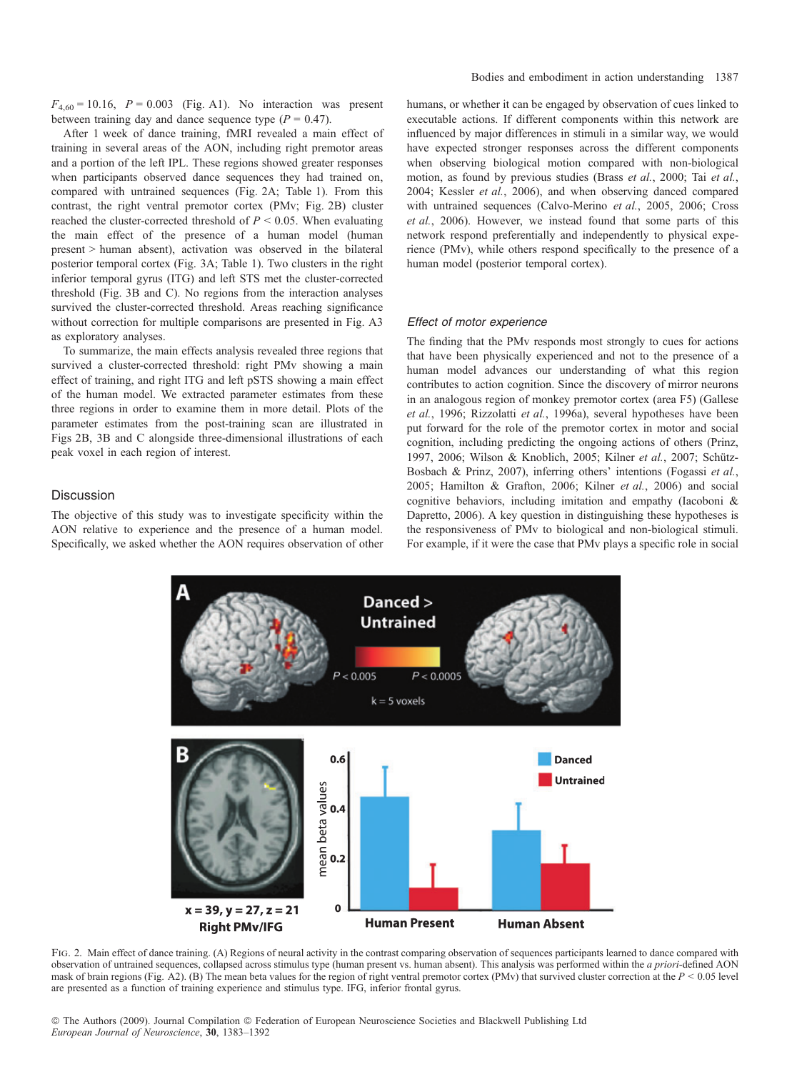$F_{4,60} = 10.16$, $P = 0.003$ (Fig. A1). No interaction was present between training day and dance sequence type ($P = 0.47$).

After 1 week of dance training, fMRI revealed a main effect of training in several areas of the AON, including right premotor areas and a portion of the left IPL. These regions showed greater responses when participants observed dance sequences they had trained on, compared with untrained sequences (Fig. 2A; Table 1). From this contrast, the right ventral premotor cortex (PMv; Fig. 2B) cluster reached the cluster-corrected threshold of $P < 0.05$. When evaluating the main effect of the presence of a human model (human present > human absent), activation was observed in the bilateral posterior temporal cortex (Fig. 3A; Table 1). Two clusters in the right inferior temporal gyrus (ITG) and left STS met the cluster-corrected threshold (Fig. 3B and C). No regions from the interaction analyses survived the cluster-corrected threshold. Areas reaching significance without correction for multiple comparisons are presented in Fig. A3 as exploratory analyses.

To summarize, the main effects analysis revealed three regions that survived a cluster-corrected threshold: right PMv showing a main effect of training, and right ITG and left pSTS showing a main effect of the human model. We extracted parameter estimates from these three regions in order to examine them in more detail. Plots of the parameter estimates from the post-training scan are illustrated in Figs 2B, 3B and C alongside three-dimensional illustrations of each peak voxel in each region of interest.

## Discussion

The objective of this study was to investigate specificity within the AON relative to experience and the presence of a human model. Specifically, we asked whether the AON requires observation of other humans, or whether it can be engaged by observation of cues linked to executable actions. If different components within this network are influenced by major differences in stimuli in a similar way, we would have expected stronger responses across the different components when observing biological motion compared with non-biological motion, as found by previous studies (Brass *et al.*, 2000; Tai *et al.*, 2004; Kessler *et al.*, 2006), and when observing danced compared with untrained sequences (Calvo-Merino *et al.*, 2005, 2006; Cross *et al.*, 2006). However, we instead found that some parts of this network respond preferentially and independently to physical experience (PMv), while others respond specifically to the presence of a human model (posterior temporal cortex).

### *Effect of motor experience*

The finding that the PMv responds most strongly to cues for actions that have been physically experienced and not to the presence of a human model advances our understanding of what this region contributes to action cognition. Since the discovery of mirror neurons in an analogous region of monkey premotor cortex (area F5) (Gallese *et al.*, 1996; Rizzolatti *et al.*, 1996a), several hypotheses have been put forward for the role of the premotor cortex in motor and social cognition, including predicting the ongoing actions of others (Prinz, 1997, 2006; Wilson & Knoblich, 2005; Kilner *et al.*, 2007; Schütz-Bosbach & Prinz, 2007), inferring others' intentions (Fogassi *et al.*, 2005; Hamilton & Grafton, 2006; Kilner *et al.*, 2006) and social cognitive behaviors, including imitation and empathy (Iacoboni & Dapretto, 2006). A key question in distinguishing these hypotheses is the responsiveness of PMv to biological and non-biological stimuli. For example, if it were the case that PMv plays a specific role in social

A
Danced > Untrained
P < 0.005
P < 0.0005
k = 5 voxels

B
x = 39, y = 27, z = 21
Right PMv/IFG

mean beta values
0.6
0.4
0.2
0
Human Present
Human Absent
Danced
Untrained

Fig. 2. Main effect of dance training. (A) Regions of neural activity in the contrast comparing observation of sequences participants learned to dance compared with observation of untrained sequences, collapsed across stimulus type (human present vs. human absent). This analysis was performed within the *a priori*-defined AON mask of brain regions (Fig. A2). (B) The mean beta values for the region of right ventral premotor cortex (PMv) that survived cluster correction at the $P < 0.05$ level are presented as a function of training experience and stimulus type. IFG, inferior frontal gyrus.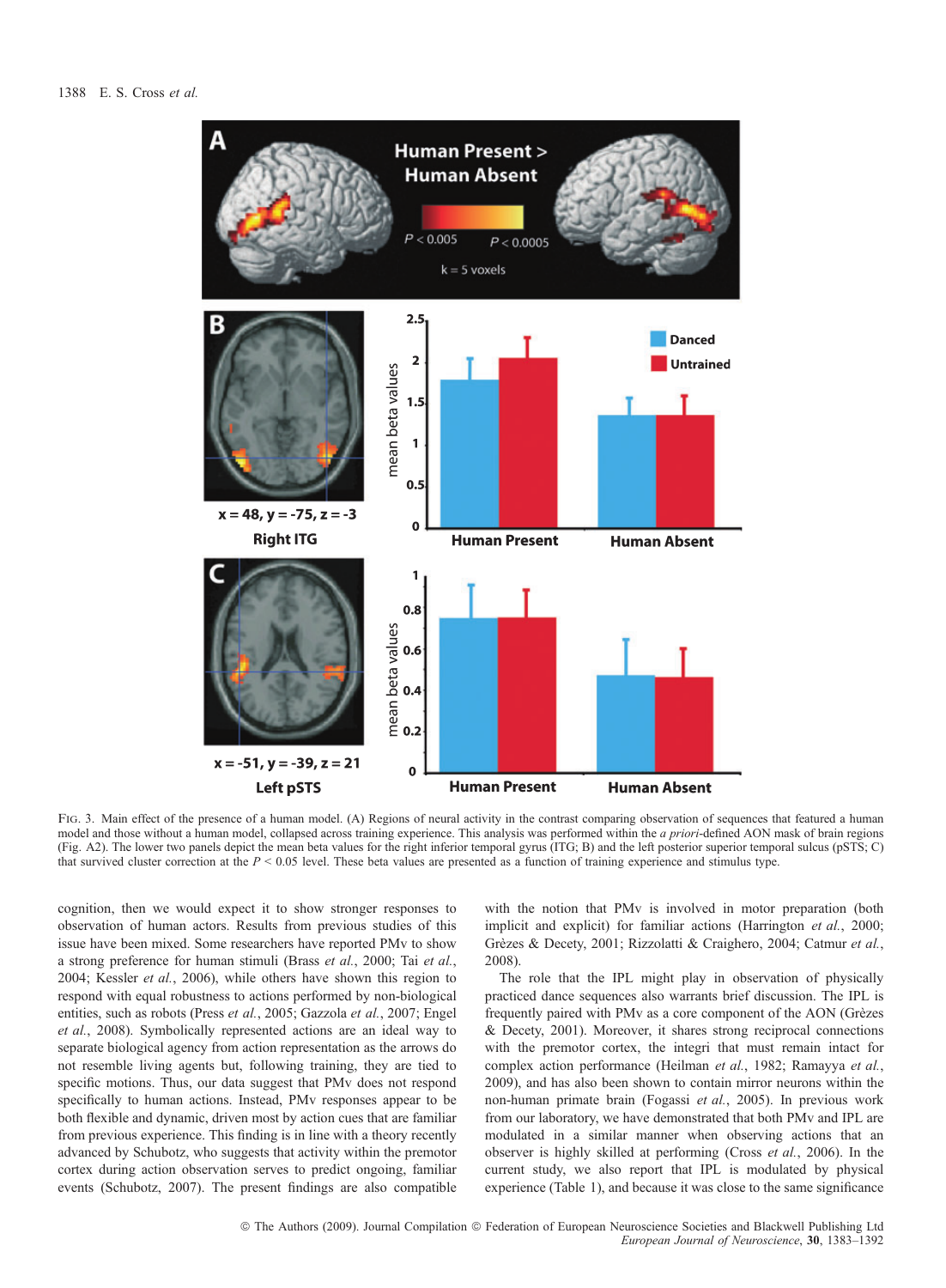FIG. 3. Main effect of the presence of a human model. (A) Regions of neural activity in the contrast comparing observation of sequences that featured a human model and those without a human model, collapsed across training experience. This analysis was performed within the *a priori*-defined AON mask of brain regions (Fig. A2). The lower two panels depict the mean beta values for the right inferior temporal gyrus (ITG; B) and the left posterior superior temporal sulcus (pSTS; C) that survived cluster correction at the $P < 0.05$ level. These beta values are presented as a function of training experience and stimulus type.

cognition, then we would expect it to show stronger responses to observation of human actors. Results from previous studies of this issue have been mixed. Some researchers have reported PMv to show a strong preference for human stimuli (Brass *et al.*, 2000; Tai *et al.*, 2004; Kessler *et al.*, 2006), while others have shown this region to respond with equal robustness to actions performed by non-biological entities, such as robots (Press *et al.*, 2005; Gazzola *et al.*, 2007; Engel *et al.*, 2008). Symbolically represented actions are an ideal way to separate biological agency from action representation as the arrows do not resemble living agents but, following training, they are tied to specific motions. Thus, our data suggest that PMv does not respond specifically to human actions. Instead, PMv responses appear to be both flexible and dynamic, driven most by action cues that are familiar from previous experience. This finding is in line with a theory recently advanced by Schubotz, who suggests that activity within the premotor cortex during action observation serves to predict ongoing, familiar events (Schubotz, 2007). The present findings are also compatible with the notion that PMv is involved in motor preparation (both implicit and explicit) for familiar actions (Harrington *et al.*, 2000; Grèzes & Decety, 2001; Rizzolatti & Craighero, 2004; Catmur *et al.*, 2008).

The role that the IPL might play in observation of physically practiced dance sequences also warrants brief discussion. The IPL is frequently paired with PMv as a core component of the AON (Grèzes & Decety, 2001). Moreover, it shares strong reciprocal connections with the premotor cortex, the integri that must remain intact for complex action performance (Heilman *et al.*, 1982; Ramayya *et al.*, 2009), and has also been shown to contain mirror neurons within the non-human primate brain (Fogassi *et al.*, 2005). In previous work from our laboratory, we have demonstrated that both PMv and IPL are modulated in a similar manner when observing actions that an observer is highly skilled at performing (Cross *et al.*, 2006). In the current study, we also report that IPL is modulated by physical experience (Table 1), and because it was close to the same significance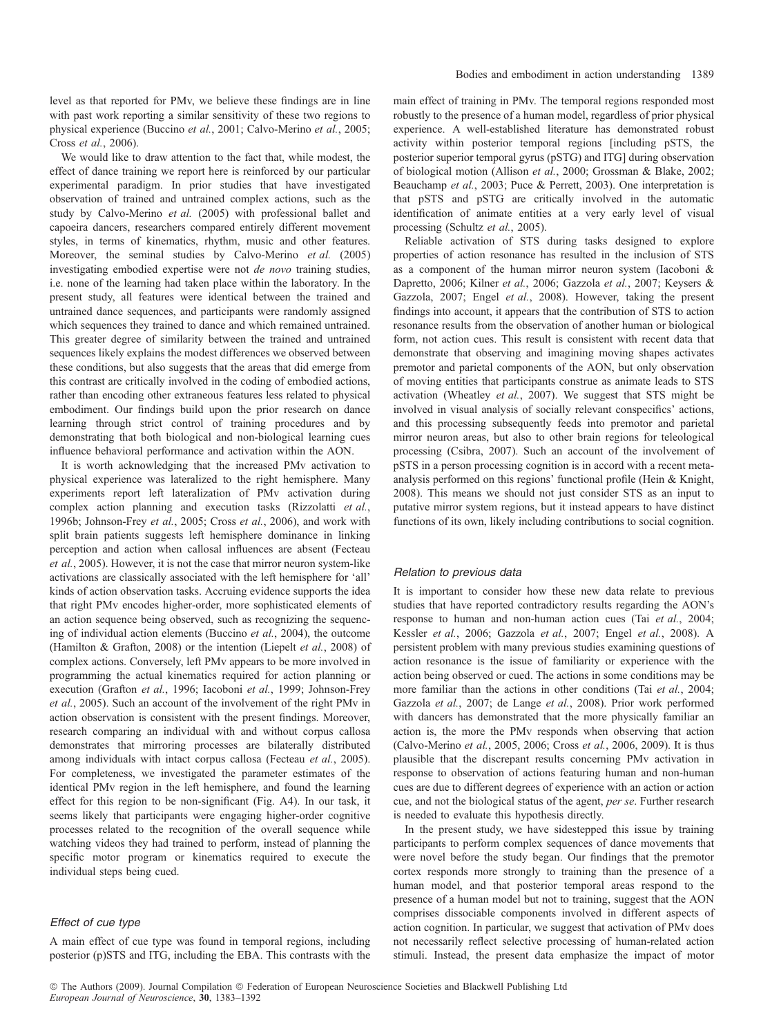level as that reported for PMv, we believe these findings are in line with past work reporting a similar sensitivity of these two regions to physical experience (Buccino *et al.*, 2001; Calvo-Merino *et al.*, 2005; Cross *et al.*, 2006).

We would like to draw attention to the fact that, while modest, the effect of dance training we report here is reinforced by our particular experimental paradigm. In prior studies that have investigated observation of trained and untrained complex actions, such as the study by Calvo-Merino *et al.* (2005) with professional ballet and capoeira dancers, researchers compared entirely different movement styles, in terms of kinematics, rhythm, music and other features. Moreover, the seminal studies by Calvo-Merino *et al.* (2005) investigating embodied expertise were not *de novo* training studies, i.e. none of the learning had taken place within the laboratory. In the present study, all features were identical between the trained and untrained dance sequences, and participants were randomly assigned which sequences they trained to dance and which remained untrained. This greater degree of similarity between the trained and untrained sequences likely explains the modest differences we observed between these conditions, but also suggests that the areas that did emerge from this contrast are critically involved in the coding of embodied actions, rather than encoding other extraneous features less related to physical embodiment. Our findings build upon the prior research on dance learning through strict control of training procedures and by demonstrating that both biological and non-biological learning cues influence behavioral performance and activation within the AON.

It is worth acknowledging that the increased PMv activation to physical experience was lateralized to the right hemisphere. Many experiments report left lateralization of PMv activation during complex action planning and execution tasks (Rizzolatti *et al.*, 1996b; Johnson-Frey *et al.*, 2005; Cross *et al.*, 2006), and work with split brain patients suggests left hemisphere dominance in linking perception and action when callosal influences are absent (Fecteau *et al.*, 2005). However, it is not the case that mirror neuron system-like activations are classically associated with the left hemisphere for 'all' kinds of action observation tasks. Accruing evidence supports the idea that right PMv encodes higher-order, more sophisticated elements of an action sequence being observed, such as recognizing the sequencing of individual action elements (Buccino *et al.*, 2004), the outcome (Hamilton & Grafton, 2008) or the intention (Liepelt *et al.*, 2008) of complex actions. Conversely, left PMv appears to be more involved in programming the actual kinematics required for action planning or execution (Grafton *et al.*, 1996; Iacoboni *et al.*, 1999; Johnson-Frey *et al.*, 2005). Such an account of the involvement of the right PMv in action observation is consistent with the present findings. Moreover, research comparing an individual with and without corpus callosa demonstrates that mirroring processes are bilaterally distributed among individuals with intact corpus callosa (Fecteau *et al.*, 2005). For completeness, we investigated the parameter estimates of the identical PMv region in the left hemisphere, and found the learning effect for this region to be non-significant (Fig. A4). In our task, it seems likely that participants were engaging higher-order cognitive processes related to the recognition of the overall sequence while watching videos they had trained to perform, instead of planning the specific motor program or kinematics required to execute the individual steps being cued.

### *Effect of cue type*

A main effect of cue type was found in temporal regions, including posterior (p)STS and ITG, including the EBA. This contrasts with the main effect of training in PMv. The temporal regions responded most robustly to the presence of a human model, regardless of prior physical experience. A well-established literature has demonstrated robust activity within posterior temporal regions [including pSTS, the posterior superior temporal gyrus (pSTG) and ITG] during observation of biological motion (Allison *et al.*, 2000; Grossman & Blake, 2002; Beauchamp *et al.*, 2003; Puce & Perrett, 2003). One interpretation is that pSTS and pSTG are critically involved in the automatic identification of animate entities at a very early level of visual processing (Schultz *et al.*, 2005).

Reliable activation of STS during tasks designed to explore properties of action resonance has resulted in the inclusion of STS as a component of the human mirror neuron system (Iacoboni & Dapretto, 2006; Kilner *et al.*, 2006; Gazzola *et al.*, 2007; Keysers & Gazzola, 2007; Engel *et al.*, 2008). However, taking the present findings into account, it appears that the contribution of STS to action resonance results from the observation of another human or biological form, not action cues. This result is consistent with recent data that demonstrate that observing and imagining moving shapes activates premotor and parietal components of the AON, but only observation of moving entities that participants construe as animate leads to STS activation (Wheatley *et al.*, 2007). We suggest that STS might be involved in visual analysis of socially relevant conspecifics' actions, and this processing subsequently feeds into premotor and parietal mirror neuron areas, but also to other brain regions for teleological processing (Csibra, 2007). Such an account of the involvement of pSTS in a person processing cognition is in accord with a recent meta-analysis performed on this regions' functional profile (Hein & Knight, 2008). This means we should not just consider STS as an input to putative mirror system regions, but it instead appears to have distinct functions of its own, likely including contributions to social cognition.

### *Relation to previous data*

It is important to consider how these new data relate to previous studies that have reported contradictory results regarding the AON's response to human and non-human action cues (Tai *et al.*, 2004; Kessler *et al.*, 2006; Gazzola *et al.*, 2007; Engel *et al.*, 2008). A persistent problem with many previous studies examining questions of action resonance is the issue of familiarity or experience with the action being observed or cued. The actions in some conditions may be more familiar than the actions in other conditions (Tai *et al.*, 2004; Gazzola *et al.*, 2007; de Lange *et al.*, 2008). Prior work performed with dancers has demonstrated that the more physically familiar an action is, the more the PMv responds when observing that action (Calvo-Merino *et al.*, 2005, 2006; Cross *et al.*, 2006, 2009). It is thus plausible that the discrepant results concerning PMv activation in response to observation of actions featuring human and non-human cues are due to different degrees of experience with an action or action cue, and not the biological status of the agent, *per se*. Further research is needed to evaluate this hypothesis directly.

In the present study, we have sidestepped this issue by training participants to perform complex sequences of dance movements that were novel before the study began. Our findings that the premotor cortex responds more strongly to training than the presence of a human model, and that posterior temporal areas respond to the presence of a human model but not to training, suggest that the AON comprises dissociable components involved in different aspects of action cognition. In particular, we suggest that activation of PMv does not necessarily reflect selective processing of human-related action stimuli. Instead, the present data emphasize the impact of motor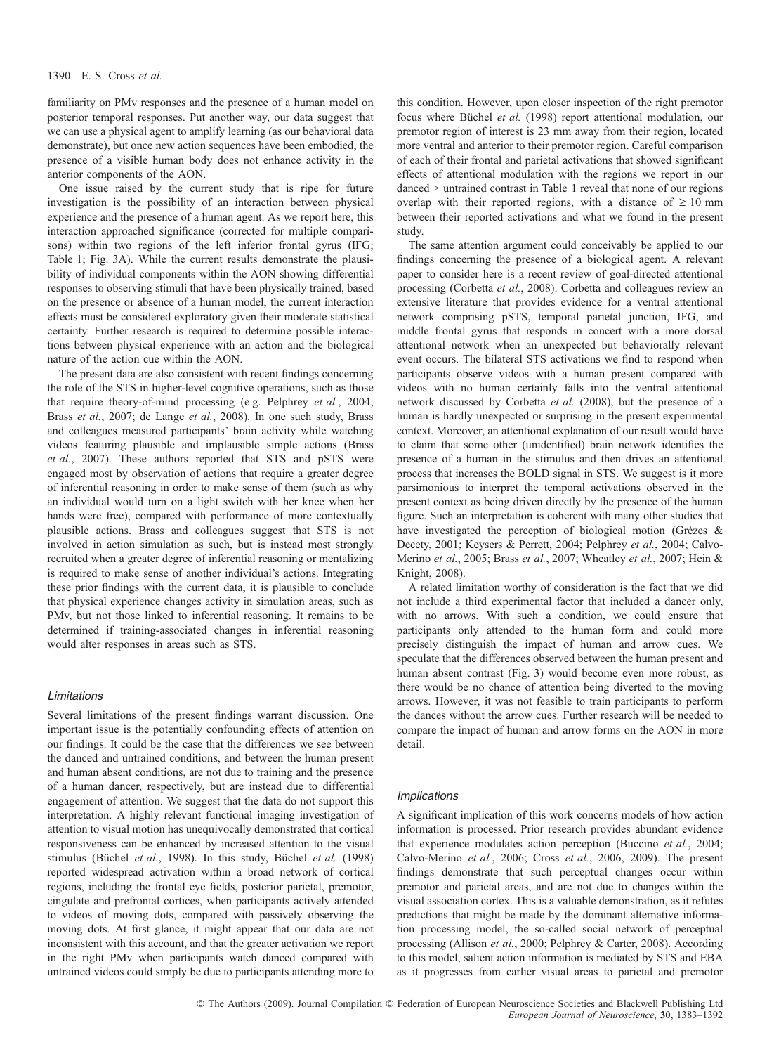familiarity on PMv responses and the presence of a human model on posterior temporal responses. Put another way, our data suggest that we can use a physical agent to amplify learning (as our behavioral data demonstrate), but once new action sequences have been embodied, the presence of a visible human body does not enhance activity in the anterior components of the AON.

One issue raised by the current study that is ripe for future investigation is the possibility of an interaction between physical experience and the presence of a human agent. As we report here, this interaction approached significance (corrected for multiple comparisons) within two regions of the left inferior frontal gyrus (IFG; Table 1; Fig. 3A). While the current results demonstrate the plausibility of individual components within the AON showing differential responses to observing stimuli that have been physically trained, based on the presence or absence of a human model, the current interaction effects must be considered exploratory given their moderate statistical certainty. Further research is required to determine possible interactions between physical experience with an action and the biological nature of the action cue within the AON.

The present data are also consistent with recent findings concerning the role of the STS in higher-level cognitive operations, such as those that require theory-of-mind processing (e.g. Pelphrey *et al.*, 2004; Brass *et al.*, 2007; de Lange *et al.*, 2008). In one such study, Brass and colleagues measured participants' brain activity while watching videos featuring plausible and implausible simple actions (Brass *et al.*, 2007). These authors reported that STS and pSTS were engaged most by observation of actions that require a greater degree of inferential reasoning in order to make sense of them (such as why an individual would turn on a light switch with her knee when her hands were free), compared with performance of more contextually plausible actions. Brass and colleagues suggest that STS is not involved in action simulation as such, but is instead most strongly recruited when a greater degree of inferential reasoning or mentalizing is required to make sense of another individual's actions. Integrating these prior findings with the current data, it is plausible to conclude that physical experience changes activity in simulation areas, such as PMv, but not those linked to inferential reasoning. It remains to be determined if training-associated changes in inferential reasoning would alter responses in areas such as STS.

### *Limitations*

Several limitations of the present findings warrant discussion. One important issue is the potentially confounding effects of attention on our findings. It could be the case that the differences we see between the danced and untrained conditions, and between the human present and human absent conditions, are not due to training and the presence of a human dancer, respectively, but are instead due to differential engagement of attention. We suggest that the data do not support this interpretation. A highly relevant functional imaging investigation of attention to visual motion has unequivocally demonstrated that cortical responsiveness can be enhanced by increased attention to the visual stimulus (Büchel *et al.*, 1998). In this study, Büchel *et al.* (1998) reported widespread activation within a broad network of cortical regions, including the frontal eye fields, posterior parietal, premotor, cingulate and prefrontal cortices, when participants actively attended to videos of moving dots, compared with passively observing the moving dots. At first glance, it might appear that our data are not inconsistent with this account, and that the greater activation we report in the right PMv when participants watch danced compared with untrained videos could simply be due to participants attending more to this condition. However, upon closer inspection of the right premotor focus where Büchel *et al.* (1998) report attentional modulation, our premotor region of interest is 23 mm away from their region, located more ventral and anterior to their premotor region. Careful comparison of each of their frontal and parietal activations that showed significant effects of attentional modulation with the regions we report in our danced > untrained contrast in Table 1 reveal that none of our regions overlap with their reported regions, with a distance of ≥ 10 mm between their reported activations and what we found in the present study.

The same attention argument could conceivably be applied to our findings concerning the presence of a biological agent. A relevant paper to consider here is a recent review of goal-directed attentional processing (Corbetta *et al.*, 2008). Corbetta and colleagues review an extensive literature that provides evidence for a ventral attentional network comprising pSTS, temporal parietal junction, IFG, and middle frontal gyrus that responds in concert with a more dorsal attentional network when an unexpected but behaviorally relevant event occurs. The bilateral STS activations we find to respond when participants observe videos with a human present compared with videos with no human certainly falls into the ventral attentional network discussed by Corbetta *et al.* (2008), but the presence of a human is hardly unexpected or surprising in the present experimental context. Moreover, an attentional explanation of our result would have to claim that some other (unidentified) brain network identifies the presence of a human in the stimulus and then drives an attentional process that increases the BOLD signal in STS. We suggest is it more parsimonious to interpret the temporal activations observed in the present context as being driven directly by the presence of the human figure. Such an interpretation is coherent with many other studies that have investigated the perception of biological motion (Grèzes & Decety, 2001; Keysers & Perrett, 2004; Pelphrey *et al.*, 2004; Calvo-Merino *et al.*, 2005; Brass *et al.*, 2007; Wheatley *et al.*, 2007; Hein & Knight, 2008).

A related limitation worthy of consideration is the fact that we did not include a third experimental factor that included a dancer only, with no arrows. With such a condition, we could ensure that participants only attended to the human form and could more precisely distinguish the impact of human and arrow cues. We speculate that the differences observed between the human present and human absent contrast (Fig. 3) would become even more robust, as there would be no chance of attention being diverted to the moving arrows. However, it was not feasible to train participants to perform the dances without the arrow cues. Further research will be needed to compare the impact of human and arrow forms on the AON in more detail.

### *Implications*

A significant implication of this work concerns models of how action information is processed. Prior research provides abundant evidence that experience modulates action perception (Buccino *et al.*, 2004; Calvo-Merino *et al.*, 2006; Cross *et al.*, 2006, 2009). The present findings demonstrate that such perceptual changes occur within premotor and parietal areas, and are not due to changes within the visual association cortex. This is a valuable demonstration, as it refutes predictions that might be made by the dominant alternative information processing model, the so-called social network of perceptual processing (Allison *et al.*, 2000; Pelphrey & Carter, 2008). According to this model, salient action information is mediated by STS and EBA as it progresses from earlier visual areas to parietal and premotor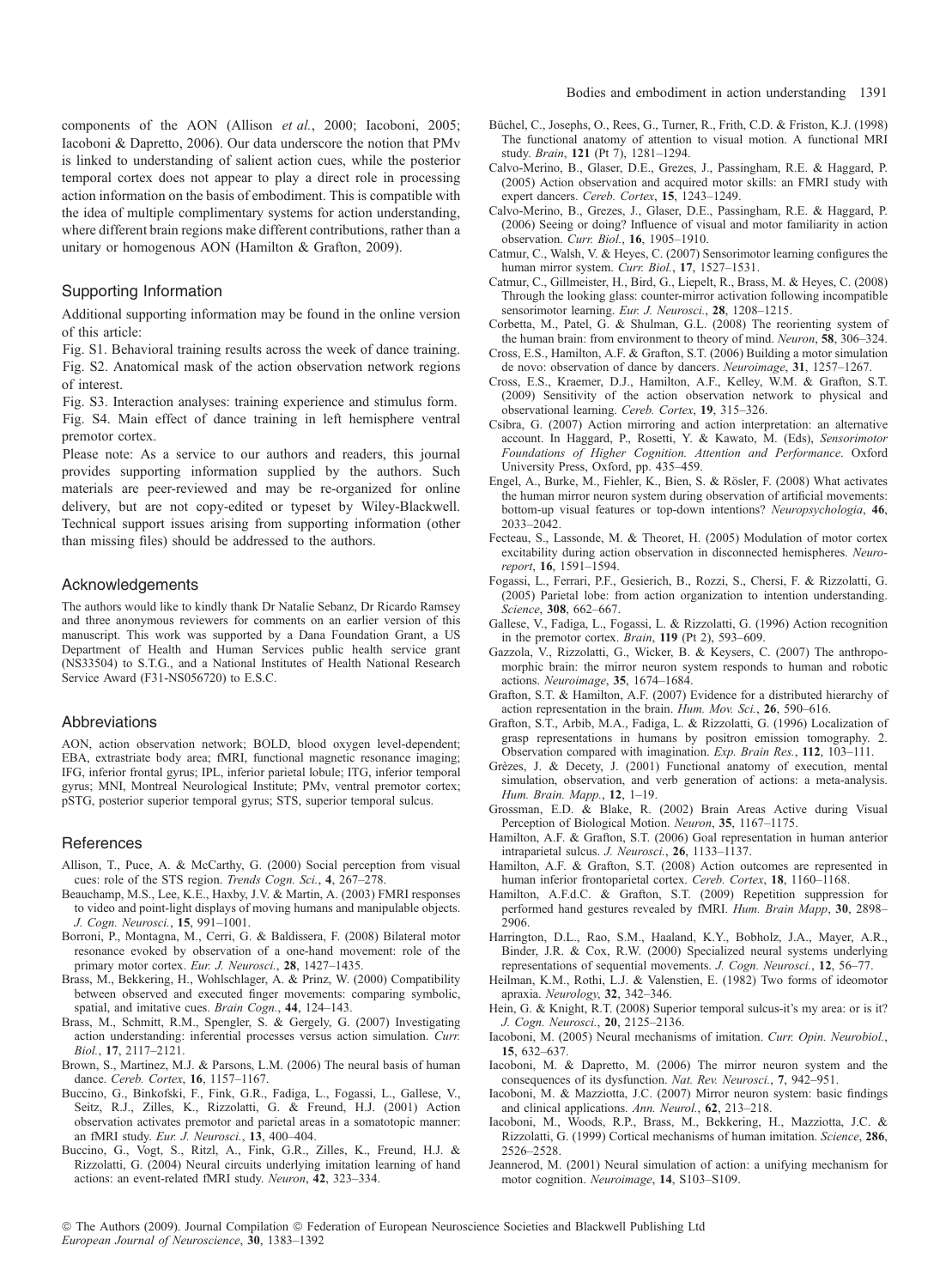components of the AON (Allison *et al.*, 2000; Iacoboni, 2005; Iacoboni & Dapretto, 2006). Our data underscore the notion that PMv is linked to understanding of salient action cues, while the posterior temporal cortex does not appear to play a direct role in processing action information on the basis of embodiment. This is compatible with the idea of multiple complimentary systems for action understanding, where different brain regions make different contributions, rather than a unitary or homogenous AON (Hamilton & Grafton, 2009).

## Supporting Information

Additional supporting information may be found in the online version of this article:

Fig. S1. Behavioral training results across the week of dance training.
Fig. S2. Anatomical mask of the action observation network regions of interest.
Fig. S3. Interaction analyses: training experience and stimulus form.
Fig. S4. Main effect of dance training in left hemisphere ventral premotor cortex.

Please note: As a service to our authors and readers, this journal provides supporting information supplied by the authors. Such materials are peer-reviewed and may be re-organized for online delivery, but are not copy-edited or typeset by Wiley-Blackwell. Technical support issues arising from supporting information (other than missing files) should be addressed to the authors.

## Acknowledgements

The authors would like to kindly thank Dr Natalie Sebanz, Dr Ricardo Ramsey and three anonymous reviewers for comments on an earlier version of this manuscript. This work was supported by a Dana Foundation Grant, a US Department of Health and Human Services public health service grant (NS33504) to S.T.G., and a National Institutes of Health National Research Service Award (F31-NS056720) to E.S.C.

## Abbreviations

AON, action observation network; BOLD, blood oxygen level-dependent; EBA, extrastriate body area; fMRI, functional magnetic resonance imaging; IFG, inferior frontal gyrus; IPL, inferior parietal lobule; ITG, inferior temporal gyrus; MNI, Montreal Neurological Institute; PMv, ventral premotor cortex; pSTG, posterior superior temporal gyrus; STS, superior temporal sulcus.

## References

Allison, T., Puce, A. & McCarthy, G. (2000) Social perception from visual cues: role of the STS region. *Trends Cogn. Sci.*, **4**, 267–278.

Beauchamp, M.S., Lee, K.E., Haxby, J.V. & Martin, A. (2003) FMRI responses to video and point-light displays of moving humans and manipulable objects. *J. Cogn. Neurosci.*, **15**, 991–1001.

Borroni, P., Montagna, M., Cerri, G. & Baldissera, F. (2008) Bilateral motor resonance evoked by observation of a one-hand movement: role of the primary motor cortex. *Eur. J. Neurosci.*, **28**, 1427–1435.

Brass, M., Bekkering, H., Wohlschlager, A. & Prinz, W. (2000) Compatibility between observed and executed finger movements: comparing symbolic, spatial, and imitative cues. *Brain Cogn.*, **44**, 124–143.

Brass, M., Schmitt, R.M., Spengler, S. & Gergely, G. (2007) Investigating action understanding: inferential processes versus action simulation. *Curr. Biol.*, **17**, 2117–2121.

Brown, S., Martinez, M.J. & Parsons, L.M. (2006) The neural basis of human dance. *Cereb. Cortex*, **16**, 1157–1167.

Buccino, G., Binkofski, F., Fink, G.R., Fadiga, L., Fogassi, L., Gallese, V., Seitz, R.J., Zilles, K., Rizzolatti, G. & Freund, H.J. (2001) Action observation activates premotor and parietal areas in a somatotopic manner: an fMRI study. *Eur. J. Neurosci.*, **13**, 400–404.

Buccino, G., Vogt, S., Ritzl, A., Fink, G.R., Zilles, K., Freund, H.J. & Rizzolatti, G. (2004) Neural circuits underlying imitation learning of hand actions: an event-related fMRI study. *Neuron*, **42**, 323–334.

Büchel, C., Josephs, O., Rees, G., Turner, R., Frith, C.D. & Friston, K.J. (1998) The functional anatomy of attention to visual motion. A functional MRI study. *Brain*, **121** (Pt 7), 1281–1294.

Calvo-Merino, B., Glaser, D.E., Grezes, J., Passingham, R.E. & Haggard, P. (2005) Action observation and acquired motor skills: an FMRI study with expert dancers. *Cereb. Cortex*, **15**, 1243–1249.

Calvo-Merino, B., Grezes, J., Glaser, D.E., Passingham, R.E. & Haggard, P. (2006) Seeing or doing? Influence of visual and motor familiarity in action observation. *Curr. Biol.*, **16**, 1905–1910.

Catmur, C., Walsh, V. & Heyes, C. (2007) Sensorimotor learning configures the human mirror system. *Curr. Biol.*, **17**, 1527–1531.

Catmur, C., Gillmeister, H., Bird, G., Liepelt, R., Brass, M. & Heyes, C. (2008) Through the looking glass: counter-mirror activation following incompatible sensorimotor learning. *Eur. J. Neurosci.*, **28**, 1208–1215.

Corbetta, M., Patel, G. & Shulman, G.L. (2008) The reorienting system of the human brain: from environment to theory of mind. *Neuron*, **58**, 306–324.

Cross, E.S., Hamilton, A.F. & Grafton, S.T. (2006) Building a motor simulation de novo: observation of dance by dancers. *Neuroimage*, **31**, 1257–1267.

Cross, E.S., Kraemer, D.J., Hamilton, A.F., Kelley, W.M. & Grafton, S.T. (2009) Sensitivity of the action observation network to physical and observational learning. *Cereb. Cortex*, **19**, 315–326.

Csibra, G. (2007) Action mirroring and action interpretation: an alternative account. In Haggard, P., Rosetti, Y. & Kawato, M. (Eds), *Sensorimotor Foundations of Higher Cognition. Attention and Performance*. Oxford University Press, Oxford, pp. 435–459.

Engel, A., Burke, M., Fiehler, K., Bien, S. & Rösler, F. (2008) What activates the human mirror neuron system during observation of artificial movements: bottom-up visual features or top-down intentions? *Neuropsychologia*, **46**, 2033–2042.

Fecteau, S., Lassonde, M. & Theoret, H. (2005) Modulation of motor cortex excitability during action observation in disconnected hemispheres. *Neuroreport*, **16**, 1591–1594.

Fogassi, L., Ferrari, P.F., Gesierich, B., Rozzi, S., Chersi, F. & Rizzolatti, G. (2005) Parietal lobe: from action organization to intention understanding. *Science*, **308**, 662–667.

Gallese, V., Fadiga, L., Fogassi, L. & Rizzolatti, G. (1996) Action recognition in the premotor cortex. *Brain*, **119** (Pt 2), 593–609.

Gazzola, V., Rizzolatti, G., Wicker, B. & Keysers, C. (2007) The anthropomorphic brain: the mirror neuron system responds to human and robotic actions. *Neuroimage*, **35**, 1674–1684.

Grafton, S.T. & Hamilton, A.F. (2007) Evidence for a distributed hierarchy of action representation in the brain. *Hum. Mov. Sci.*, **26**, 590–616.

Grafton, S.T., Arbib, M.A., Fadiga, L. & Rizzolatti, G. (1996) Localization of grasp representations in humans by positron emission tomography. 2. Observation compared with imagination. *Exp. Brain Res.*, **112**, 103–111.

Grèzes, J. & Decety, J. (2001) Functional anatomy of execution, mental simulation, observation, and verb generation of actions: a meta-analysis. *Hum. Brain. Mapp.*, **12**, 1–19.

Grossman, E.D. & Blake, R. (2002) Brain Areas Active during Visual Perception of Biological Motion. *Neuron*, **35**, 1167–1175.

Hamilton, A.F. & Grafton, S.T. (2006) Goal representation in human anterior intraparietal sulcus. *J. Neurosci.*, **26**, 1133–1137.

Hamilton, A.F. & Grafton, S.T. (2008) Action outcomes are represented in human inferior frontoparietal cortex. *Cereb. Cortex*, **18**, 1160–1168.

Hamilton, A.F.d.C. & Grafton, S.T. (2009) Repetition suppression for performed hand gestures revealed by fMRI. *Hum. Brain Mapp*, **30**, 2898–2906.

Harrington, D.L., Rao, S.M., Haaland, K.Y., Bobholz, J.A., Mayer, A.R., Binder, J.R. & Cox, R.W. (2000) Specialized neural systems underlying representations of sequential movements. *J. Cogn. Neurosci.*, **12**, 56–77.

Heilman, K.M., Rothi, L.J. & Valenstien, E. (1982) Two forms of ideomotor apraxia. *Neurology*, **32**, 342–346.

Hein, G. & Knight, R.T. (2008) Superior temporal sulcus-it's my area: or is it? *J. Cogn. Neurosci.*, **20**, 2125–2136.

Iacoboni, M. (2005) Neural mechanisms of imitation. *Curr. Opin. Neurobiol.*, **15**, 632–637.

Iacoboni, M. & Dapretto, M. (2006) The mirror neuron system and the consequences of its dysfunction. *Nat. Rev. Neurosci.*, **7**, 942–951.

Iacoboni, M. & Mazziotta, J.C. (2007) Mirror neuron system: basic findings and clinical applications. *Ann. Neurol.*, **62**, 213–218.

Iacoboni, M., Woods, R.P., Brass, M., Bekkering, H., Mazziotta, J.C. & Rizzolatti, G. (1999) Cortical mechanisms of human imitation. *Science*, **286**, 2526–2528.

Jeannerod, M. (2001) Neural simulation of action: a unifying mechanism for motor cognition. *Neuroimage*, **14**, S103–S109.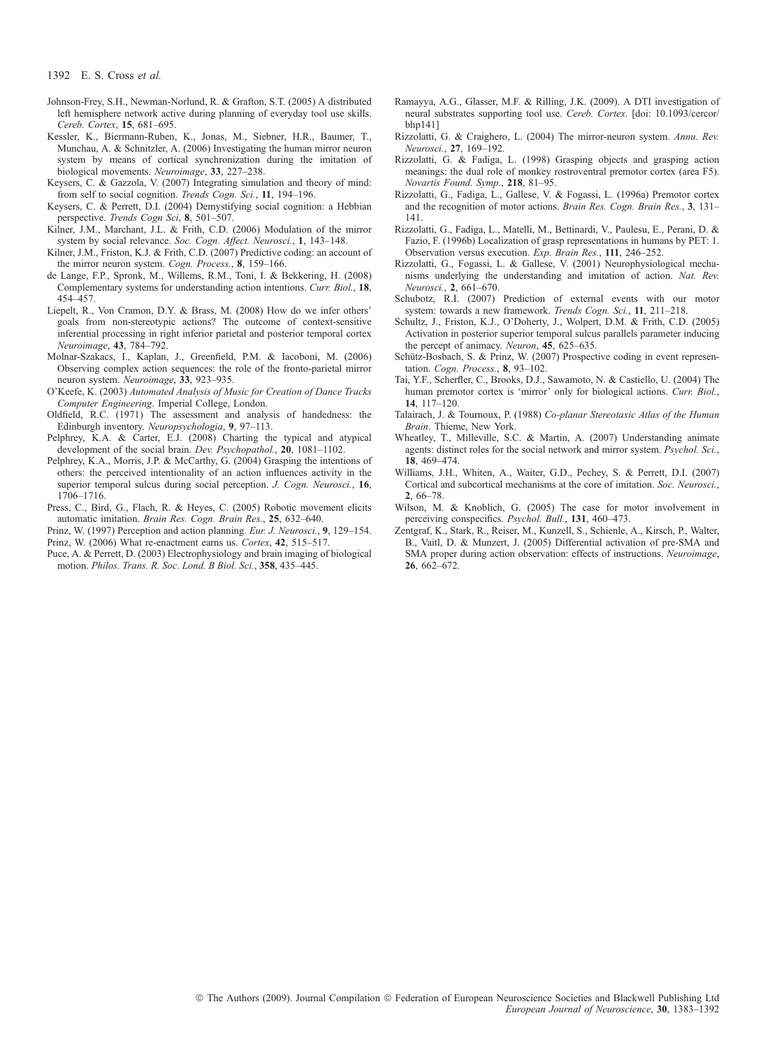Johnson-Frey, S.H., Newman-Norlund, R. & Grafton, S.T. (2005) A distributed left hemisphere network active during planning of everyday tool use skills. *Cereb. Cortex*, **15**, 681–695.

Kessler, K., Biermann-Ruben, K., Jonas, M., Siebner, H.R., Baumer, T., Munchau, A. & Schnitzler, A. (2006) Investigating the human mirror neuron system by means of cortical synchronization during the imitation of biological movements. *Neuroimage*, **33**, 227–238.

Keysers, C. & Gazzola, V. (2007) Integrating simulation and theory of mind: from self to social cognition. *Trends Cogn. Sci.*, **11**, 194–196.

Keysers, C. & Perrett, D.I. (2004) Demystifying social cognition: a Hebbian perspective. *Trends Cogn Sci*, **8**, 501–507.

Kilner, J.M., Marchant, J.L. & Frith, C.D. (2006) Modulation of the mirror system by social relevance. *Soc. Cogn. Affect. Neurosci.*, **1**, 143–148.

Kilner, J.M., Friston, K.J. & Frith, C.D. (2007) Predictive coding: an account of the mirror neuron system. *Cogn. Process.*, **8**, 159–166.

de Lange, F.P., Spronk, M., Willems, R.M., Toni, I. & Bekkering, H. (2008) Complementary systems for understanding action intentions. *Curr. Biol.*, **18**, 454–457.

Liepelt, R., Von Cramon, D.Y. & Brass, M. (2008) How do we infer others' goals from non-stereotypic actions? The outcome of context-sensitive inferential processing in right inferior parietal and posterior temporal cortex *Neuroimage*, **43**, 784–792.

Molnar-Szakacs, I., Kaplan, J., Greenfield, P.M. & Iacoboni, M. (2006) Observing complex action sequences: the role of the fronto-parietal mirror neuron system. *Neuroimage*, **33**, 923–935.

O'Keefe, K. (2003) *Automated Analysis of Music for Creation of Dance Tracks Computer Engineering*. Imperial College, London.

Oldfield, R.C. (1971) The assessment and analysis of handedness: the Edinburgh inventory. *Neuropsychologia*, **9**, 97–113.

Pelphrey, K.A. & Carter, E.J. (2008) Charting the typical and atypical development of the social brain. *Dev. Psychopathol.*, **20**, 1081–1102.

Pelphrey, K.A., Morris, J.P. & McCarthy, G. (2004) Grasping the intentions of others: the perceived intentionality of an action influences activity in the superior temporal sulcus during social perception. *J. Cogn. Neurosci.*, **16**, 1706–1716.

Press, C., Bird, G., Flach, R. & Heyes, C. (2005) Robotic movement elicits automatic imitation. *Brain Res. Cogn. Brain Res.*, **25**, 632–640.

Prinz, W. (1997) Perception and action planning. *Eur. J. Neurosci.*, **9**, 129–154.

Prinz, W. (2006) What re-enactment earns us. *Cortex*, **42**, 515–517.

Puce, A. & Perrett, D. (2003) Electrophysiology and brain imaging of biological motion. *Philos. Trans. R. Soc. Lond. B Biol. Sci.*, **358**, 435–445.

Ramayya, A.G., Glasser, M.F. & Rilling, J.K. (2009). A DTI investigation of neural substrates supporting tool use. *Cereb. Cortex*. [doi: 10.1093/cercor/bhp141]

Rizzolatti, G. & Craighero, L. (2004) The mirror-neuron system. *Annu. Rev. Neurosci.*, **27**, 169–192.

Rizzolatti, G. & Fadiga, L. (1998) Grasping objects and grasping action meanings: the dual role of monkey rostroventral premotor cortex (area F5). *Novartis Found. Symp.*, **218**, 81–95.

Rizzolatti, G., Fadiga, L., Gallese, V. & Fogassi, L. (1996a) Premotor cortex and the recognition of motor actions. *Brain Res. Cogn. Brain Res.*, **3**, 131–141.

Rizzolatti, G., Fadiga, L., Matelli, M., Bettinardi, V., Paulesu, E., Perani, D. & Fazio, F. (1996b) Localization of grasp representations in humans by PET: 1. Observation versus execution. *Exp. Brain Res.*, **111**, 246–252.

Rizzolatti, G., Fogassi, L. & Gallese, V. (2001) Neurophysiological mechanisms underlying the understanding and imitation of action. *Nat. Rev. Neurosci.*, **2**, 661–670.

Schubotz, R.I. (2007) Prediction of external events with our motor system: towards a new framework. *Trends Cogn. Sci.*, **11**, 211–218.

Schultz, J., Friston, K.J., O'Doherty, J., Wolpert, D.M. & Frith, C.D. (2005) Activation in posterior superior temporal sulcus parallels parameter inducing the percept of animacy. *Neuron*, **45**, 625–635.

Schütz-Bosbach, S. & Prinz, W. (2007) Prospective coding in event representation. *Cogn. Process.*, **8**, 93–102.

Tai, Y.F., Scherfler, C., Brooks, D.J., Sawamoto, N. & Castiello, U. (2004) The human premotor cortex is 'mirror' only for biological actions. *Curr. Biol.*, **14**, 117–120.

Talairach, J. & Tournoux, P. (1988) *Co-planar Stereotaxic Atlas of the Human Brain*. Thieme, New York.

Wheatley, T., Milleville, S.C. & Martin, A. (2007) Understanding animate agents: distinct roles for the social network and mirror system. *Psychol. Sci.*, **18**, 469–474.

Williams, J.H., Whiten, A., Waiter, G.D., Pechey, S. & Perrett, D.I. (2007) Cortical and subcortical mechanisms at the core of imitation. *Soc. Neurosci.*, **2**, 66–78.

Wilson, M. & Knoblich, G. (2005) The case for motor involvement in perceiving conspecifics. *Psychol. Bull.*, **131**, 460–473.

Zentgraf, K., Stark, R., Reiser, M., Kunzell, S., Schienle, A., Kirsch, P., Walter, B., Vaitl, D. & Munzert, J. (2005) Differential activation of pre-SMA and SMA proper during action observation: effects of instructions. *Neuroimage*, **26**, 662–672.